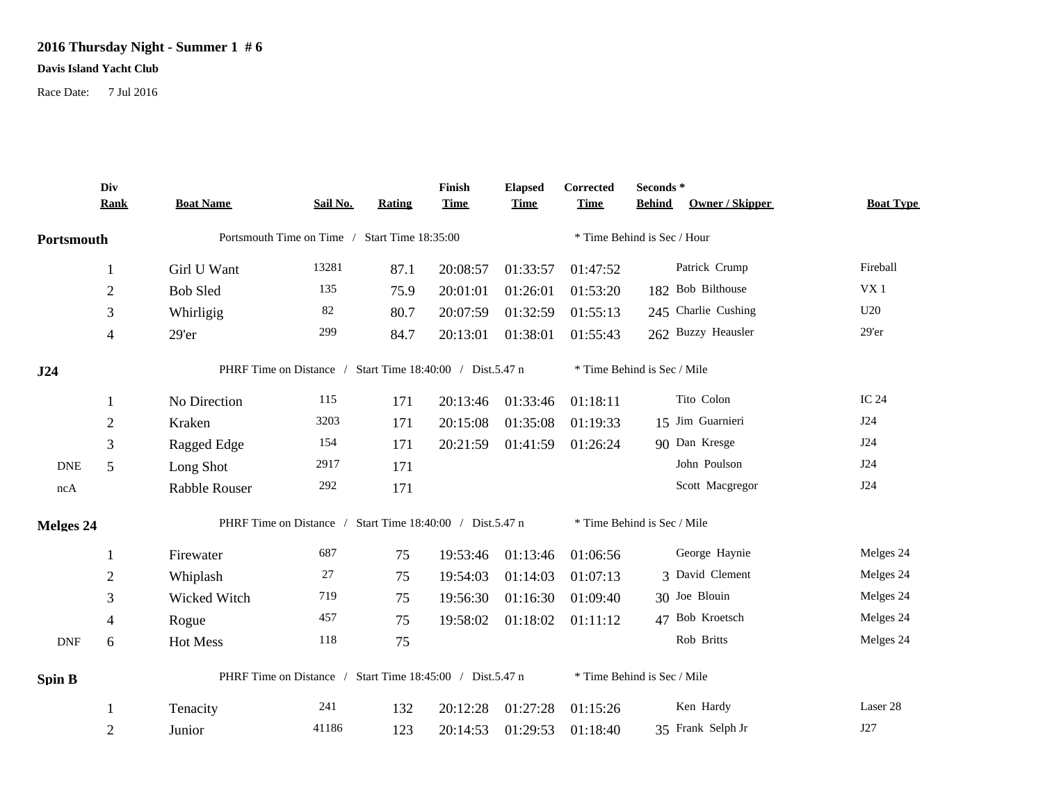**2016 Thursday Night - Summer 1 # 6**

**Davis Island Yacht Club**

Race Date: 7 Jul 2016

| | Div Rank | Boat Name | Sail No. | Rating | Finish Time | Elapsed Time | Corrected Time | Seconds * Behind | Owner / Skipper | Boat Type |
|---|---|---|---|---|---|---|---|---|---|---|
| **Portsmouth** | | Portsmouth Time on Time / Start Time 18:35:00 | | | | | * Time Behind is Sec / Hour | | | |
| | 1 | Girl U Want | 13281 | 87.1 | 20:08:57 | 01:33:57 | 01:47:52 | | Patrick Crump | Fireball |
| | 2 | Bob Sled | 135 | 75.9 | 20:01:01 | 01:26:01 | 01:53:20 | 182 | Bob Bilthouse | VX 1 |
| | 3 | Whirligig | 82 | 80.7 | 20:07:59 | 01:32:59 | 01:55:13 | 245 | Charlie Cushing | U20 |
| | 4 | 29'er | 299 | 84.7 | 20:13:01 | 01:38:01 | 01:55:43 | 262 | Buzzy Heausler | 29'er |
| **J24** | | PHRF Time on Distance / Start Time 18:40:00 / Dist.5.47 n | | | | | * Time Behind is Sec / Mile | | | |
| | 1 | No Direction | 115 | 171 | 20:13:46 | 01:33:46 | 01:18:11 | | Tito Colon | IC 24 |
| | 2 | Kraken | 3203 | 171 | 20:15:08 | 01:35:08 | 01:19:33 | 15 | Jim Guarnieri | J24 |
| | 3 | Ragged Edge | 154 | 171 | 20:21:59 | 01:41:59 | 01:26:24 | 90 | Dan Kresge | J24 |
| DNE | 5 | Long Shot | 2917 | 171 | | | | | John Poulson | J24 |
| ncA | | Rabble Rouser | 292 | 171 | | | | | Scott Macgregor | J24 |
| **Melges 24** | | PHRF Time on Distance / Start Time 18:40:00 / Dist.5.47 n | | | | | * Time Behind is Sec / Mile | | | |
| | 1 | Firewater | 687 | 75 | 19:53:46 | 01:13:46 | 01:06:56 | | George Haynie | Melges 24 |
| | 2 | Whiplash | 27 | 75 | 19:54:03 | 01:14:03 | 01:07:13 | 3 | David Clement | Melges 24 |
| | 3 | Wicked Witch | 719 | 75 | 19:56:30 | 01:16:30 | 01:09:40 | 30 | Joe Blouin | Melges 24 |
| | 4 | Rogue | 457 | 75 | 19:58:02 | 01:18:02 | 01:11:12 | 47 | Bob Kroetsch | Melges 24 |
| DNF | 6 | Hot Mess | 118 | 75 | | | | | Rob Britts | Melges 24 |
| **Spin B** | | PHRF Time on Distance / Start Time 18:45:00 / Dist.5.47 n | | | | | * Time Behind is Sec / Mile | | | |
| | 1 | Tenacity | 241 | 132 | 20:12:28 | 01:27:28 | 01:15:26 | | Ken Hardy | Laser 28 |
| | 2 | Junior | 41186 | 123 | 20:14:53 | 01:29:53 | 01:18:40 | 35 | Frank Selph Jr | J27 |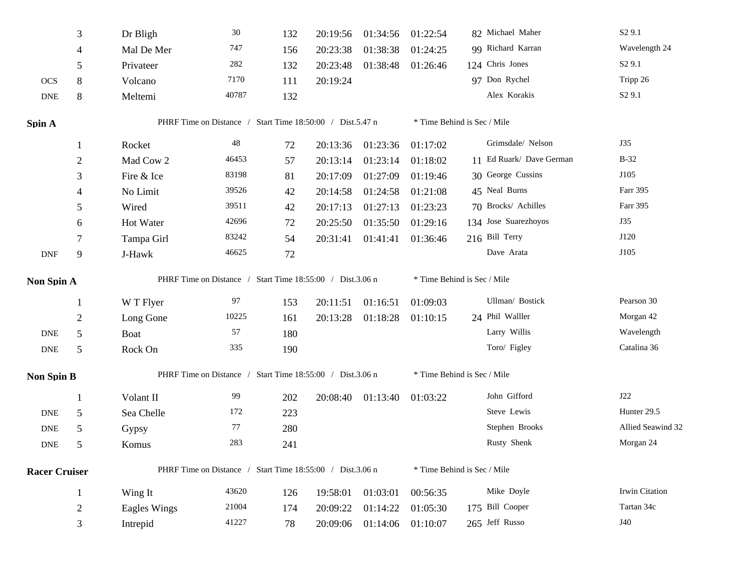| | | | | | | | | | | |
|---|---|---|---|---|---|---|---|---|---|---|
| | 3 | Dr Bligh | 30 | 132 | 20:19:56 | 01:34:56 | 01:22:54 | 82 | Michael Maher | S2 9.1 |
| | 4 | Mal De Mer | 747 | 156 | 20:23:38 | 01:38:38 | 01:24:25 | 99 | Richard Karran | Wavelength 24 |
| | 5 | Privateer | 282 | 132 | 20:23:48 | 01:38:48 | 01:26:46 | 124 | Chris Jones | S2 9.1 |
| OCS | 8 | Volcano | 7170 | 111 | 20:19:24 | | | 97 | Don Rychel | Tripp 26 |
| DNE | 8 | Meltemi | 40787 | 132 | | | | | Alex Korakis | S2 9.1 |

**Spin A** — PHRF Time on Distance / Start Time 18:50:00 / Dist.5.47 n — * Time Behind is Sec / Mile

| | | | | | | | | | | |
|---|---|---|---|---|---|---|---|---|---|---|
| | 1 | Rocket | 48 | 72 | 20:13:36 | 01:23:36 | 01:17:02 | | Grimsdale/ Nelson | J35 |
| | 2 | Mad Cow 2 | 46453 | 57 | 20:13:14 | 01:23:14 | 01:18:02 | 11 | Ed Ruark/ Dave German | B-32 |
| | 3 | Fire & Ice | 83198 | 81 | 20:17:09 | 01:27:09 | 01:19:46 | 30 | George Cussins | J105 |
| | 4 | No Limit | 39526 | 42 | 20:14:58 | 01:24:58 | 01:21:08 | 45 | Neal Burns | Farr 395 |
| | 5 | Wired | 39511 | 42 | 20:17:13 | 01:27:13 | 01:23:23 | 70 | Brocks/ Achilles | Farr 395 |
| | 6 | Hot Water | 42696 | 72 | 20:25:50 | 01:35:50 | 01:29:16 | 134 | Jose Suarezhoyos | J35 |
| | 7 | Tampa Girl | 83242 | 54 | 20:31:41 | 01:41:41 | 01:36:46 | 216 | Bill Terry | J120 |
| DNF | 9 | J-Hawk | 46625 | 72 | | | | | Dave Arata | J105 |

**Non Spin A** — PHRF Time on Distance / Start Time 18:55:00 / Dist.3.06 n — * Time Behind is Sec / Mile

| | | | | | | | | | | |
|---|---|---|---|---|---|---|---|---|---|---|
| | 1 | W T Flyer | 97 | 153 | 20:11:51 | 01:16:51 | 01:09:03 | | Ullman/ Bostick | Pearson 30 |
| | 2 | Long Gone | 10225 | 161 | 20:13:28 | 01:18:28 | 01:10:15 | 24 | Phil Walller | Morgan 42 |
| DNE | 5 | Boat | 57 | 180 | | | | | Larry Willis | Wavelength |
| DNE | 5 | Rock On | 335 | 190 | | | | | Toro/ Figley | Catalina 36 |

**Non Spin B** — PHRF Time on Distance / Start Time 18:55:00 / Dist.3.06 n — * Time Behind is Sec / Mile

| | | | | | | | | | | |
|---|---|---|---|---|---|---|---|---|---|---|
| | 1 | Volant II | 99 | 202 | 20:08:40 | 01:13:40 | 01:03:22 | | John Gifford | J22 |
| DNE | 5 | Sea Chelle | 172 | 223 | | | | | Steve Lewis | Hunter 29.5 |
| DNE | 5 | Gypsy | 77 | 280 | | | | | Stephen Brooks | Allied Seawind 32 |
| DNE | 5 | Komus | 283 | 241 | | | | | Rusty Shenk | Morgan 24 |

**Racer Cruiser** — PHRF Time on Distance / Start Time 18:55:00 / Dist.3.06 n — * Time Behind is Sec / Mile

| | | | | | | | | | | |
|---|---|---|---|---|---|---|---|---|---|---|
| | 1 | Wing It | 43620 | 126 | 19:58:01 | 01:03:01 | 00:56:35 | | Mike Doyle | Irwin Citation |
| | 2 | Eagles Wings | 21004 | 174 | 20:09:22 | 01:14:22 | 01:05:30 | 175 | Bill Cooper | Tartan 34c |
| | 3 | Intrepid | 41227 | 78 | 20:09:06 | 01:14:06 | 01:10:07 | 265 | Jeff Russo | J40 |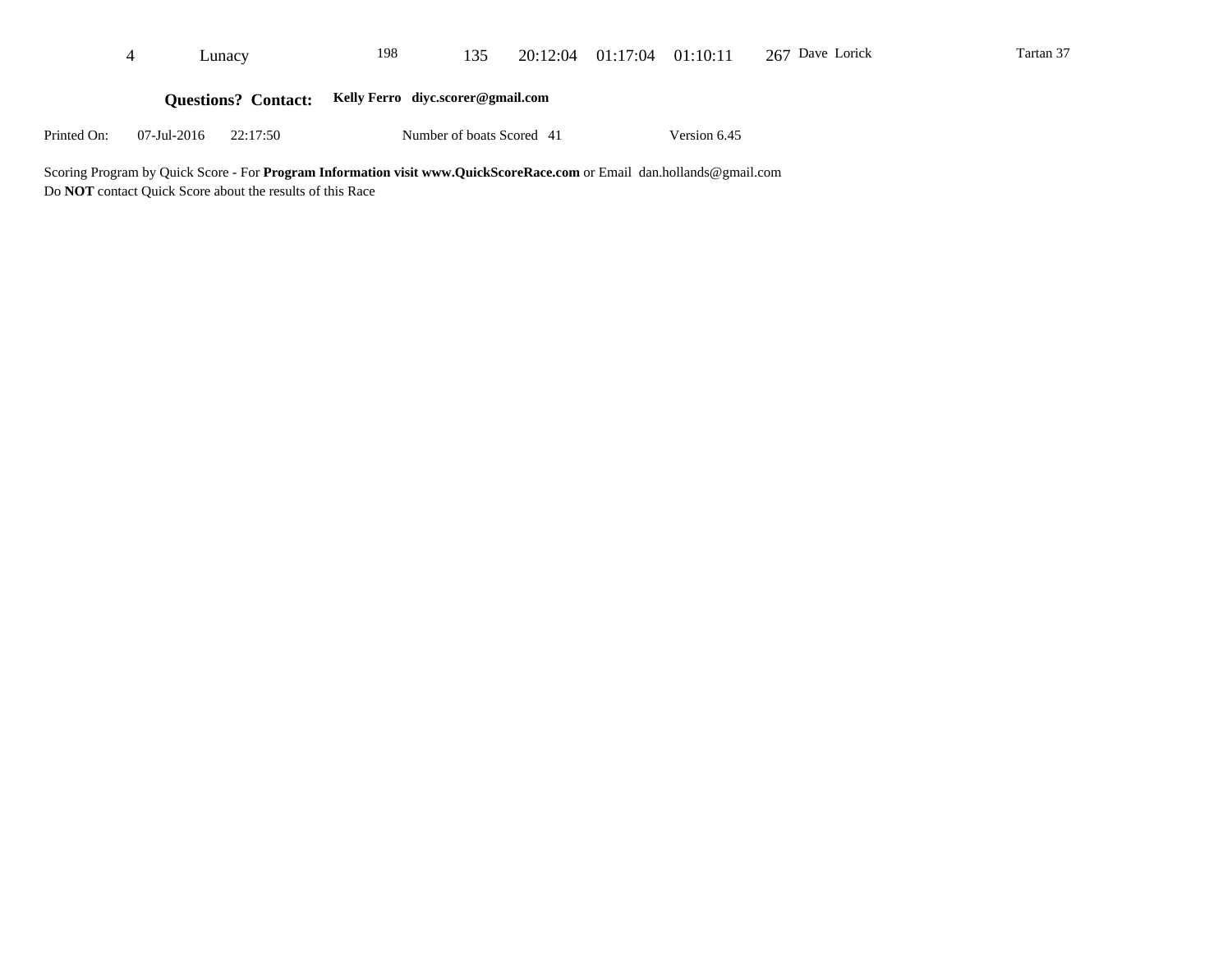| | | | | | | | | | | |
|---|---|---|---|---|---|---|---|---|---|---|
| 4 | Lunacy | 198 | 135 | 20:12:04 | 01:17:04 | 01:10:11 | 267 | Dave Lorick | | Tartan 37 |

**Questions? Contact:** **Kelly Ferro diyc.scorer@gmail.com**

Printed On: 07-Jul-2016 22:17:50 Number of boats Scored 41 Version 6.45

Scoring Program by Quick Score - For **Program Information visit www.QuickScoreRace.com** or Email dan.hollands@gmail.com
Do **NOT** contact Quick Score about the results of this Race